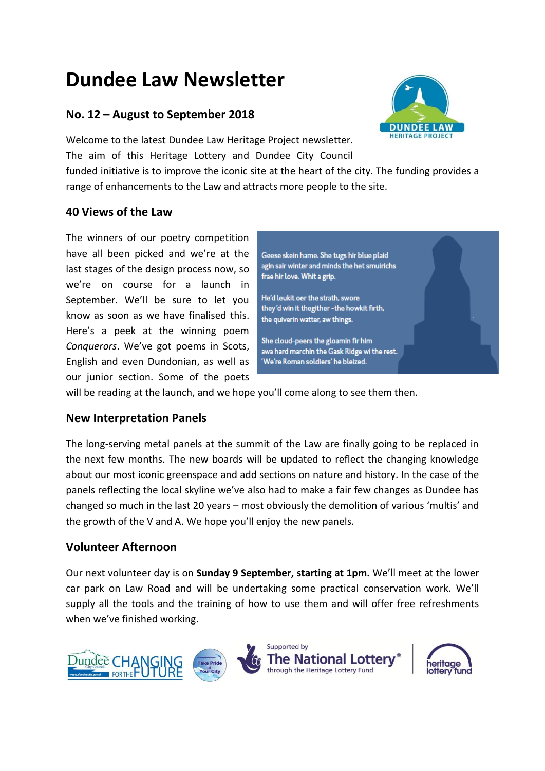# Dundee Law Newsletter

## No. 12 – August to September 2018

Welcome to the latest Dundee Law Heritage Project newsletter. The aim of this Heritage Lottery and Dundee City Council funded initiative is to improve the iconic site at the heart of the city. The funding provides a range of enhancements to the Law and attracts more people to the site.

## 40 Views of the Law

The winners of our poetry competition have all been picked and we're at the last stages of the design process now, so we're on course for a launch in September. We'll be sure to let you know as soon as we have finalised this. Here's a peek at the winning poem *Conquerors*. We've got poems in Scots, English and even Dundonian, as well as our junior section. Some of the poets will be reading at the launch, and we hope you'll come along to see them then.

Geese skein hame. She tugs hir blue plaid
agin sair winter and minds the het smuirichs
frae hir love. Whit a grip.

He'd leukit oer the strath, swore
they'd win it thegither -the howkit firth,
the quiverin watter, aw things.

She cloud-peers the gloamin fir him
awa hard marchin the Gask Ridge wi the rest.
'We're Roman soldiers' he bleized.

## New Interpretation Panels

The long-serving metal panels at the summit of the Law are finally going to be replaced in the next few months. The new boards will be updated to reflect the changing knowledge about our most iconic greenspace and add sections on nature and history. In the case of the panels reflecting the local skyline we've also had to make a fair few changes as Dundee has changed so much in the last 20 years – most obviously the demolition of various 'multis' and the growth of the V and A. We hope you'll enjoy the new panels.

## Volunteer Afternoon

Our next volunteer day is on **Sunday 9 September, starting at 1pm.** We'll meet at the lower car park on Law Road and will be undertaking some practical conservation work. We'll supply all the tools and the training of how to use them and will offer free refreshments when we've finished working.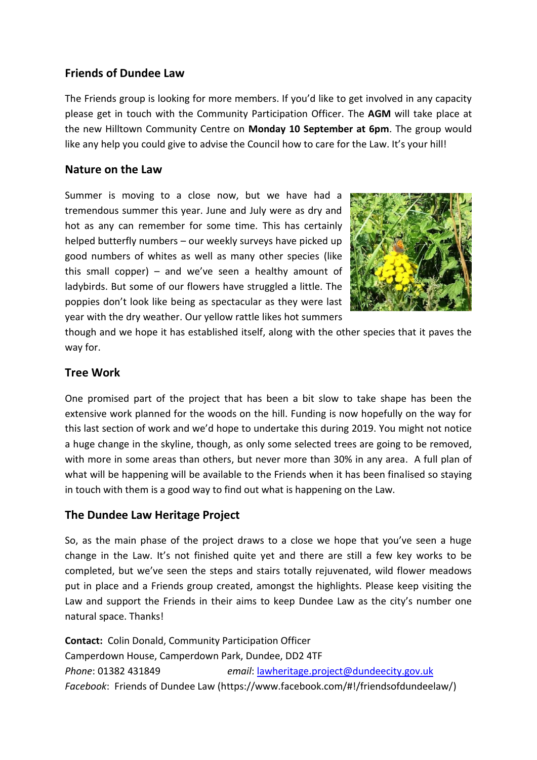## Friends of Dundee Law

The Friends group is looking for more members. If you'd like to get involved in any capacity please get in touch with the Community Participation Officer. The **AGM** will take place at the new Hilltown Community Centre on **Monday 10 September at 6pm**. The group would like any help you could give to advise the Council how to care for the Law. It's your hill!

## Nature on the Law

Summer is moving to a close now, but we have had a tremendous summer this year. June and July were as dry and hot as any can remember for some time. This has certainly helped butterfly numbers – our weekly surveys have picked up good numbers of whites as well as many other species (like this small copper) – and we've seen a healthy amount of ladybirds. But some of our flowers have struggled a little. The poppies don't look like being as spectacular as they were last year with the dry weather. Our yellow rattle likes hot summers though and we hope it has established itself, along with the other species that it paves the way for.

## Tree Work

One promised part of the project that has been a bit slow to take shape has been the extensive work planned for the woods on the hill. Funding is now hopefully on the way for this last section of work and we'd hope to undertake this during 2019. You might not notice a huge change in the skyline, though, as only some selected trees are going to be removed, with more in some areas than others, but never more than 30% in any area. A full plan of what will be happening will be available to the Friends when it has been finalised so staying in touch with them is a good way to find out what is happening on the Law.

## The Dundee Law Heritage Project

So, as the main phase of the project draws to a close we hope that you've seen a huge change in the Law. It's not finished quite yet and there are still a few key works to be completed, but we've seen the steps and stairs totally rejuvenated, wild flower meadows put in place and a Friends group created, amongst the highlights. Please keep visiting the Law and support the Friends in their aims to keep Dundee Law as the city's number one natural space. Thanks!

**Contact:** Colin Donald, Community Participation Officer
Camperdown House, Camperdown Park, Dundee, DD2 4TF
*Phone*: 01382 431849 *email*: lawheritage.project@dundeecity.gov.uk
*Facebook*: Friends of Dundee Law (https://www.facebook.com/#!/friendsofdundeelaw/)